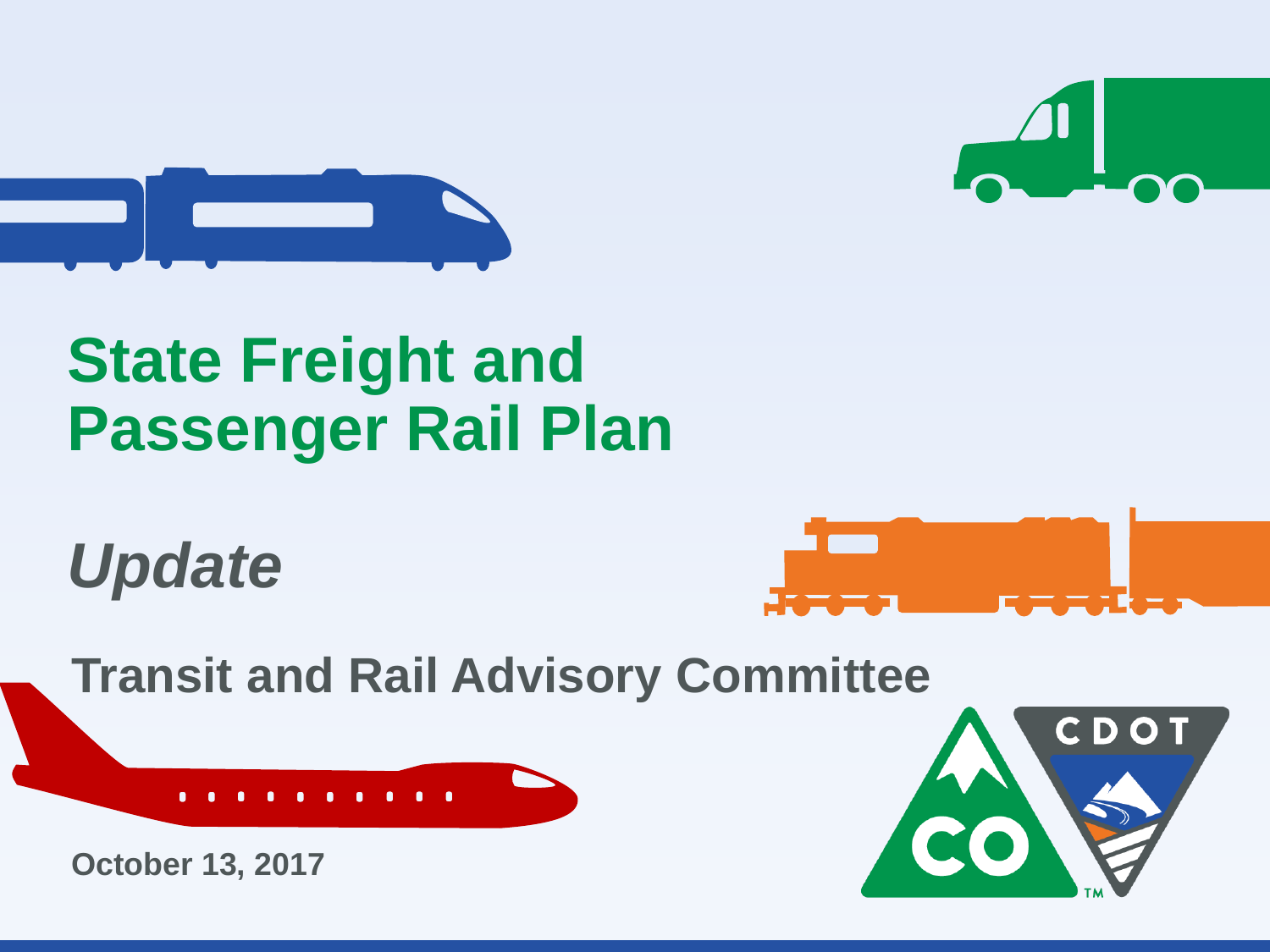# State Freight and Passenger Rail Plan

## *Update*

### Transit and Rail Advisory Committee

CDOT

CO

**October 13, 2017**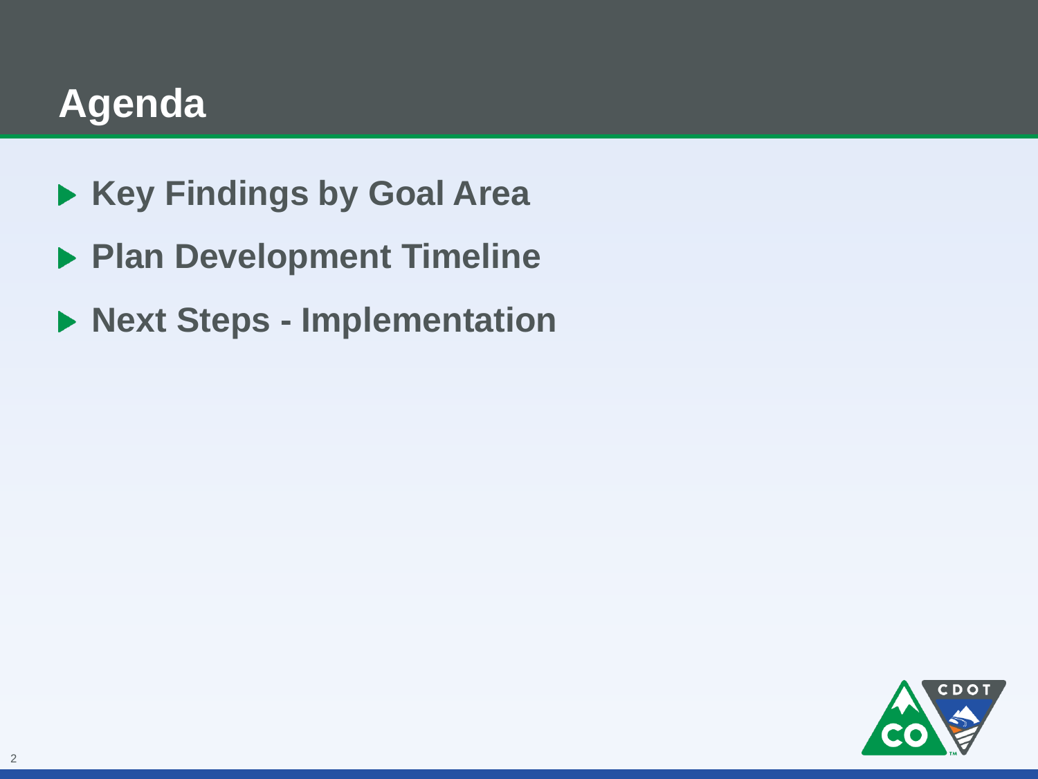# Agenda

- **Key Findings by Goal Area**
- **Plan Development Timeline**
- **Next Steps - Implementation**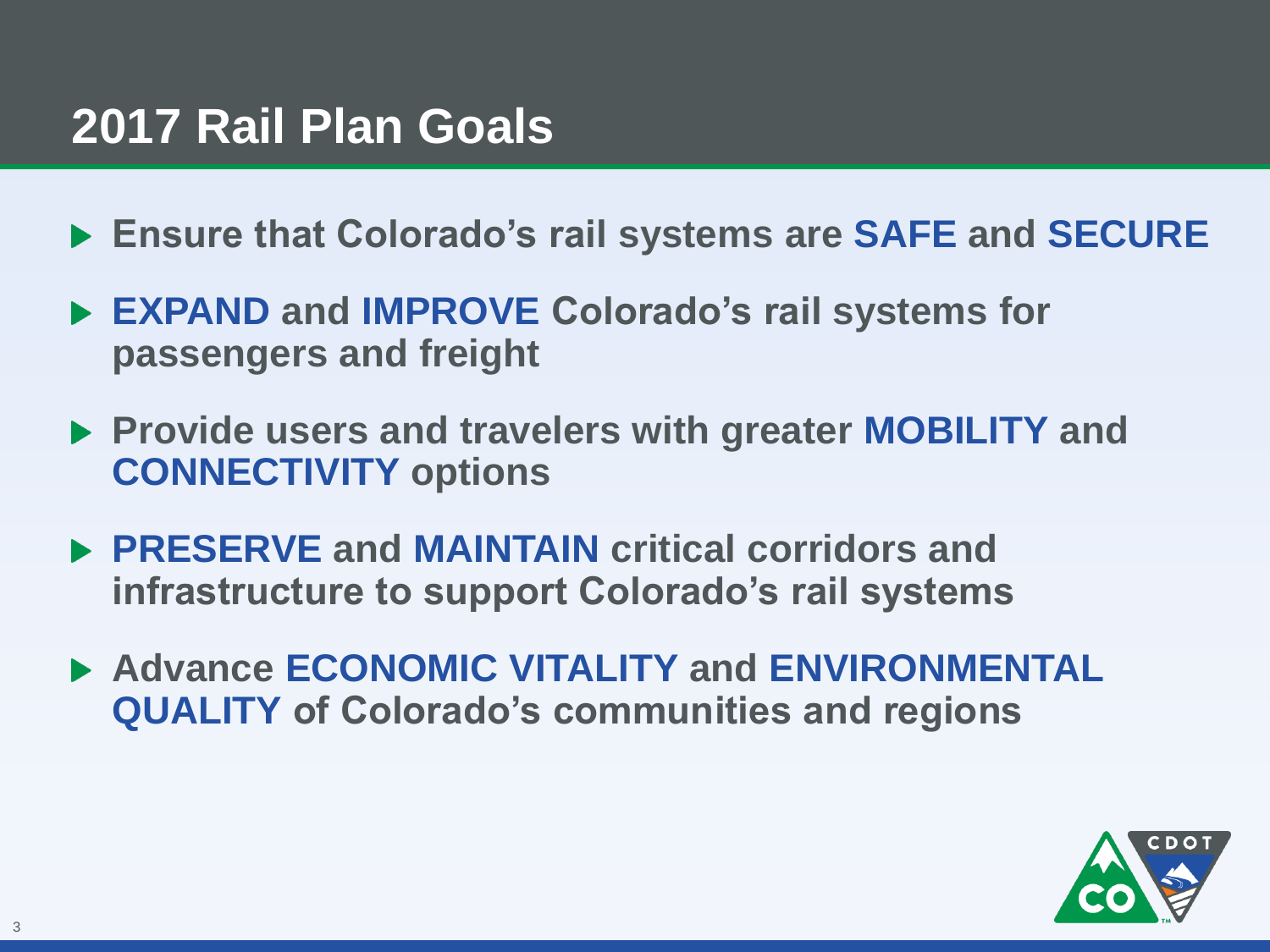# 2017 Rail Plan Goals

- Ensure that Colorado's rail systems are **SAFE** and **SECURE**
- **EXPAND** and **IMPROVE** Colorado's rail systems for passengers and freight
- Provide users and travelers with greater **MOBILITY** and **CONNECTIVITY** options
- **PRESERVE** and **MAINTAIN** critical corridors and infrastructure to support Colorado's rail systems
- Advance **ECONOMIC VITALITY** and **ENVIRONMENTAL QUALITY** of Colorado's communities and regions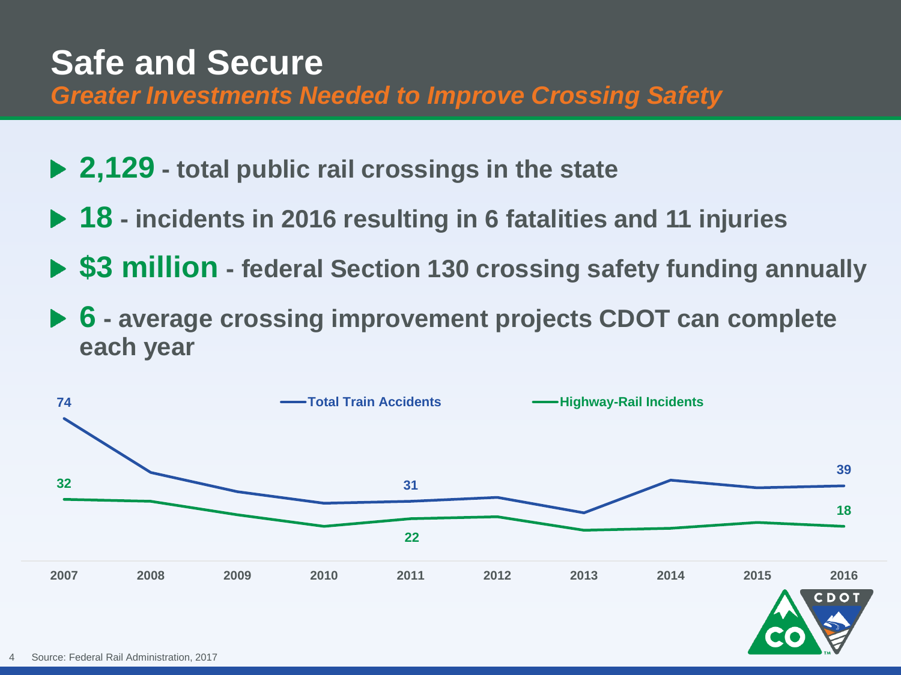# Safe and Secure

*Greater Investments Needed to Improve Crossing Safety*

- **2,129** - total public rail crossings in the state
- **18** - incidents in 2016 resulting in 6 fatalities and 11 injuries
- **$3 million** - federal Section 130 crossing safety funding annually
- **6** - average crossing improvement projects CDOT can complete each year

Total Train Accidents — Highway-Rail Incidents

| | 2007 | 2008 | 2009 | 2010 | 2011 | 2012 | 2013 | 2014 | 2015 | 2016 |
|---|---|---|---|---|---|---|---|---|---|---|
| Total Train Accidents | 74 | | | | 31 | | | | | 39 |
| Highway-Rail Incidents | 32 | | | | 22 | | | | | 18 |

Source: Federal Rail Administration, 2017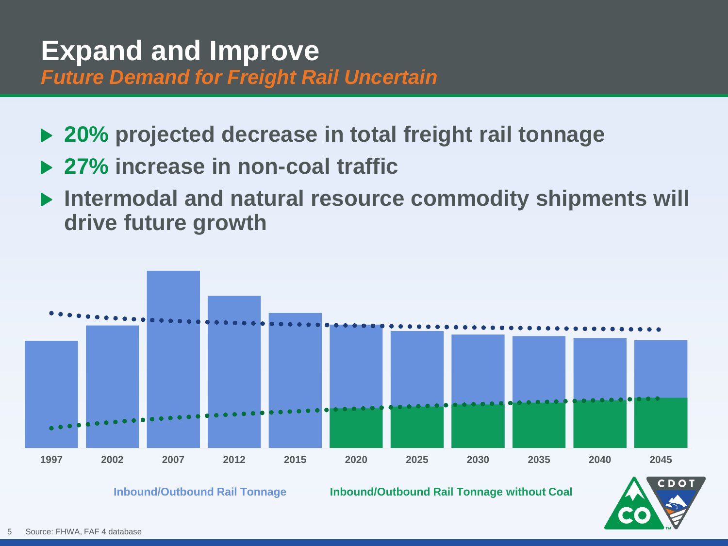# Expand and Improve

## *Future Demand for Freight Rail Uncertain*

- **20%** **projected decrease in total freight rail tonnage**
- **27%** **increase in non-coal traffic**
- **Intermodal and natural resource commodity shipments will drive future growth**

**1997** **2002** **2007** **2012** **2015** **2020** **2025** **2030** **2035** **2040** **2045**

**Inbound/Outbound Rail Tonnage** **Inbound/Outbound Rail Tonnage without Coal**

Source: FHWA, FAF 4 database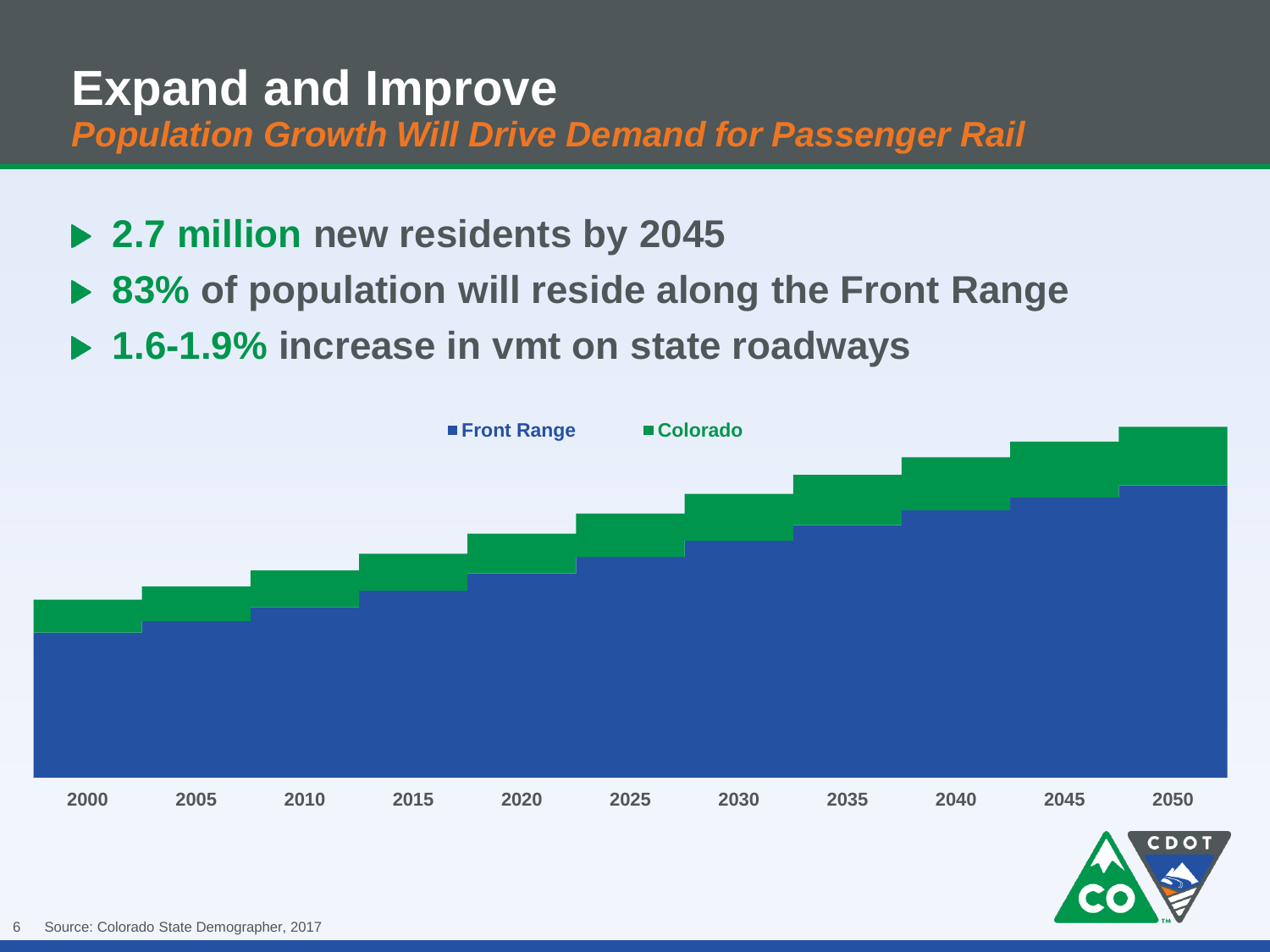# Expand and Improve

***Population Growth Will Drive Demand for Passenger Rail***

- **2.7 million new residents by 2045**
- **83% of population will reside along the Front Range**
- **1.6-1.9% increase in vmt on state roadways**

Front Range | Colorado

2000 2005 2010 2015 2020 2025 2030 2035 2040 2045 2050

Source: Colorado State Demographer, 2017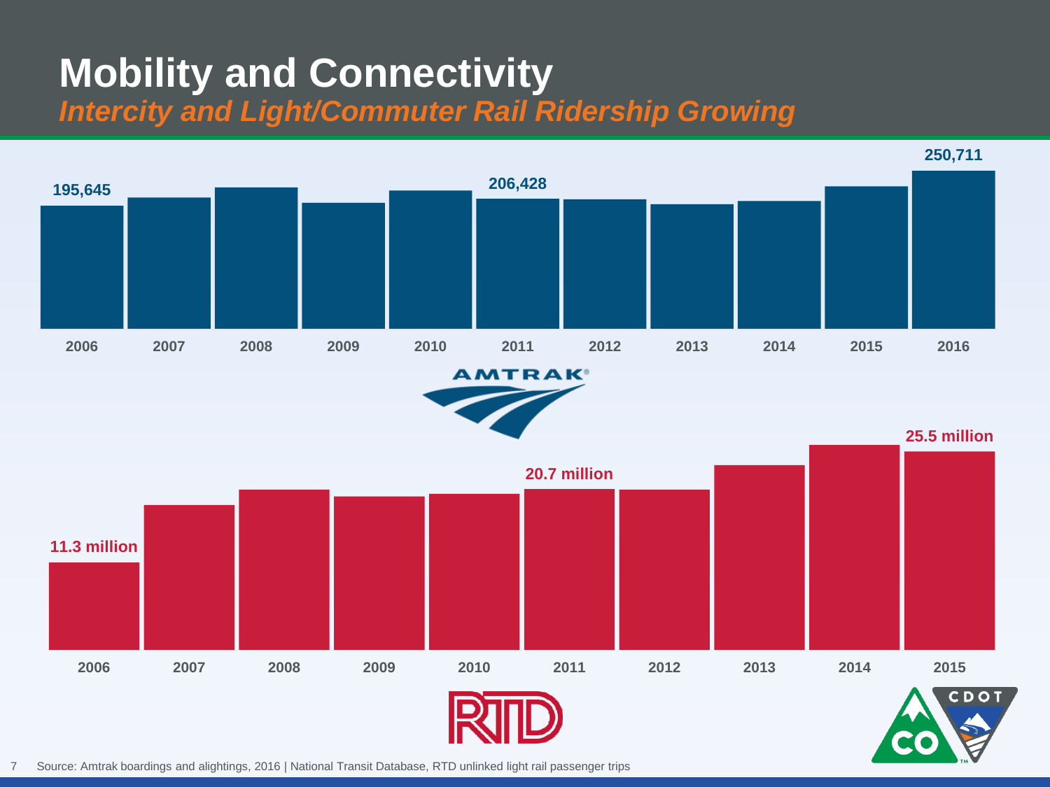# Mobility and Connectivity

## *Intercity and Light/Commuter Rail Ridership Growing*

195,645 | 206,428 | 250,711

2006 | 2007 | 2008 | 2009 | 2010 | 2011 | 2012 | 2013 | 2014 | 2015 | 2016

AMTRAK

11.3 million | 20.7 million | 25.5 million

2006 | 2007 | 2008 | 2009 | 2010 | 2011 | 2012 | 2013 | 2014 | 2015

RTD

Source: Amtrak boardings and alightings, 2016 | National Transit Database, RTD unlinked light rail passenger trips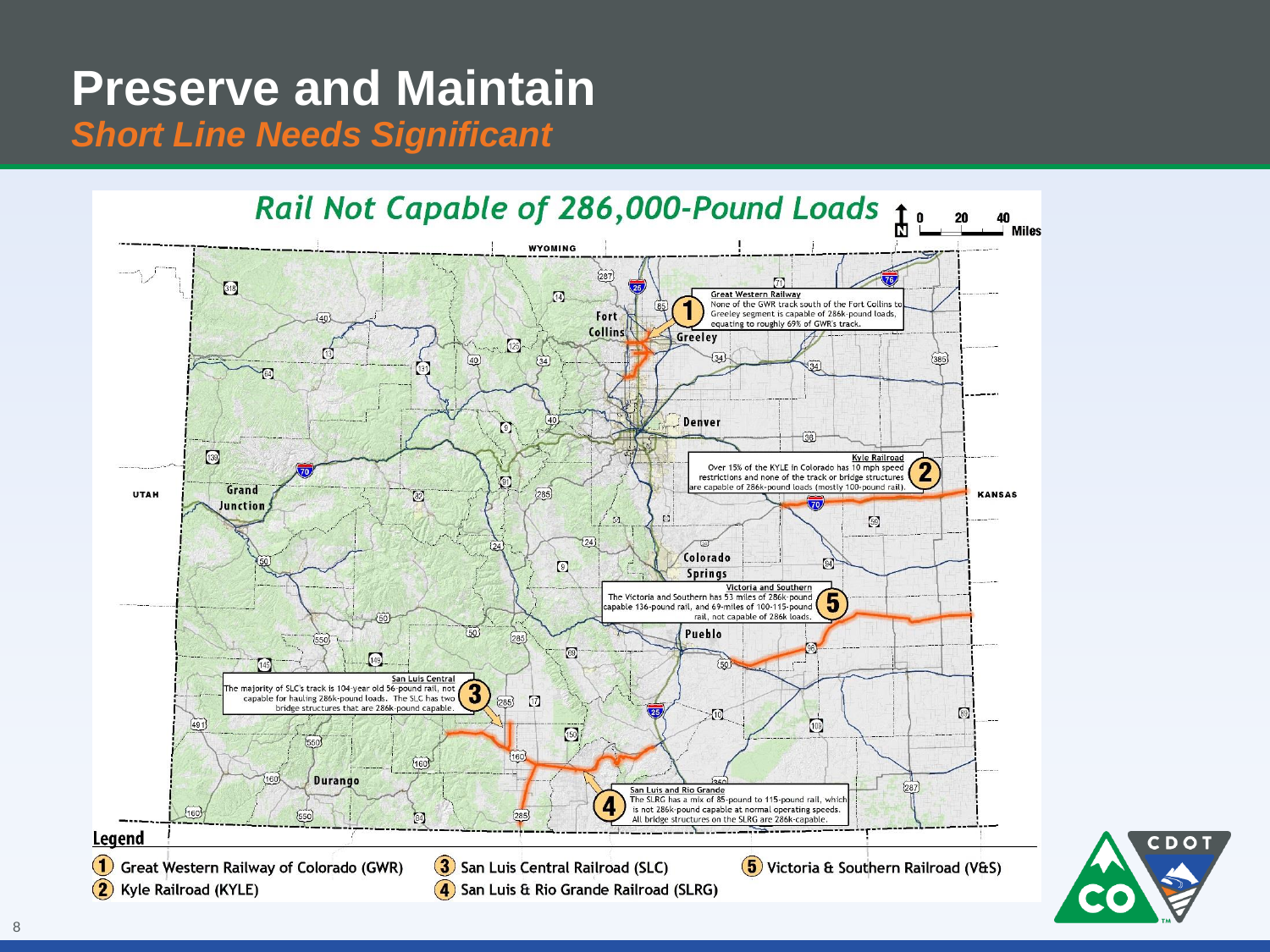# Preserve and Maintain

## *Short Line Needs Significant*

### Rail Not Capable of 286,000-Pound Loads

**1 — Great Western Railway:** None of the GWR track south of the Fort Collins to Greeley segment is capable of 286k-pound loads, equating to roughly 69% of GWR's track.

**2 — Kyle Railroad:** Over 15% of the KYLE in Colorado has 10 mph speed restrictions and none of the track or bridge structures are capable of 286k-pound loads (mostly 100-pound rail).

**3 — San Luis Central:** The majority of SLC's track is 104-year old 56-pound rail, not capable for hauling 286k-pound loads. The SLC has two bridge structures that are 286k-pound capable.

**4 — San Luis and Rio Grande:** The SLRG has a mix of 85-pound to 115-pound rail, which is not 286k-pound capable at normal operating speeds. All bridge structures on the SLRG are 286k-capable.

**5 — Victoria and Southern:** The Victoria and Southern has 53 miles of 286k-pound capable 136-pound rail, and 69-miles of 100-115-pound rail, not capable of 286k loads.

**Legend**

1. Great Western Railway of Colorado (GWR)
2. Kyle Railroad (KYLE)
3. San Luis Central Railroad (SLC)
4. San Luis & Rio Grande Railroad (SLRG)
5. Victoria & Southern Railroad (V&S)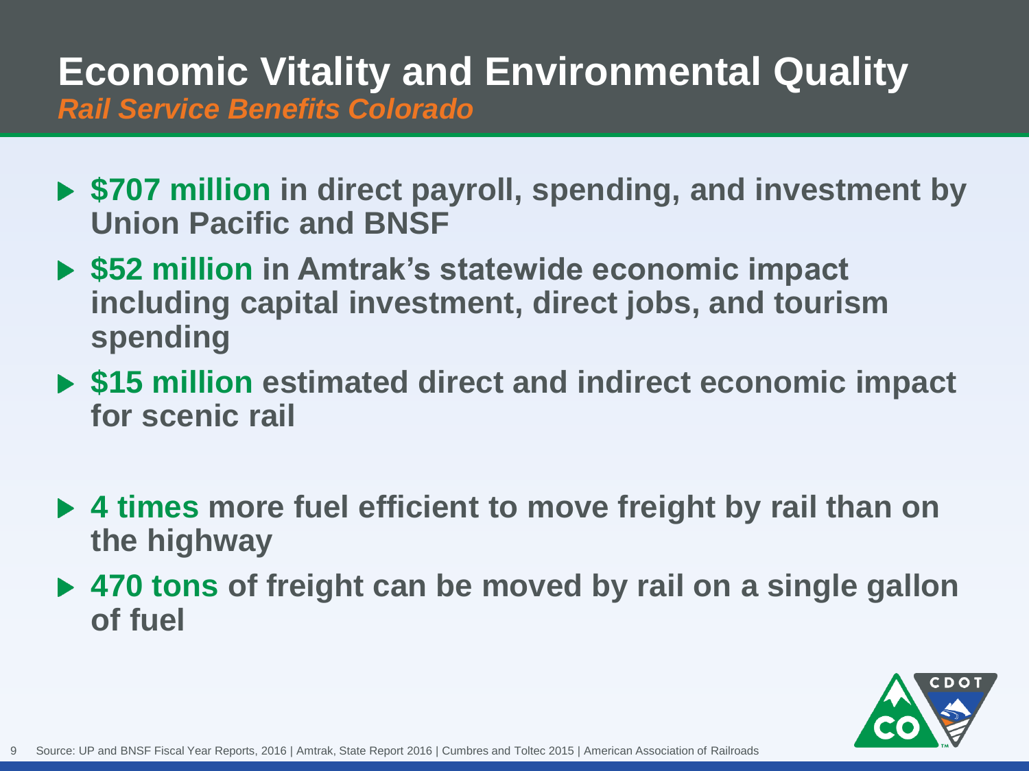# Economic Vitality and Environmental Quality

## *Rail Service Benefits Colorado*

- **$707 million in direct payroll, spending, and investment by Union Pacific and BNSF**
- **$52 million in Amtrak's statewide economic impact including capital investment, direct jobs, and tourism spending**
- **$15 million estimated direct and indirect economic impact for scenic rail**

- **4 times more fuel efficient to move freight by rail than on the highway**
- **470 tons of freight can be moved by rail on a single gallon of fuel**

Source: UP and BNSF Fiscal Year Reports, 2016 | Amtrak, State Report 2016 | Cumbres and Toltec 2015 | American Association of Railroads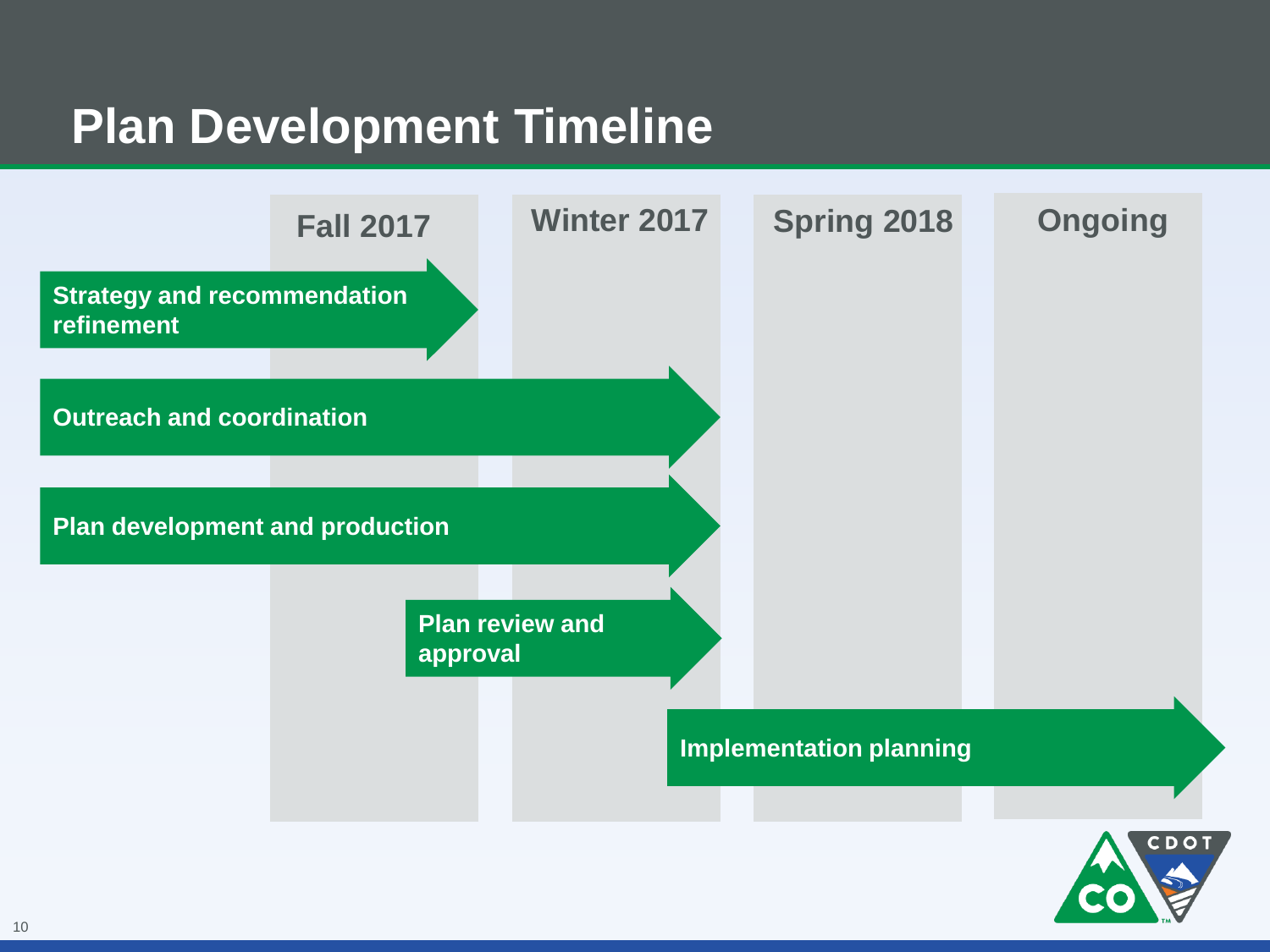# Plan Development Timeline

| Activity | Fall 2017 | Winter 2017 | Spring 2018 | Ongoing |
|---|---|---|---|---|
| Strategy and recommendation refinement | X | | | |
| Outreach and coordination | X | X | | |
| Plan development and production | X | X | | |
| Plan review and approval | X | X | | |
| Implementation planning | | X | X | X |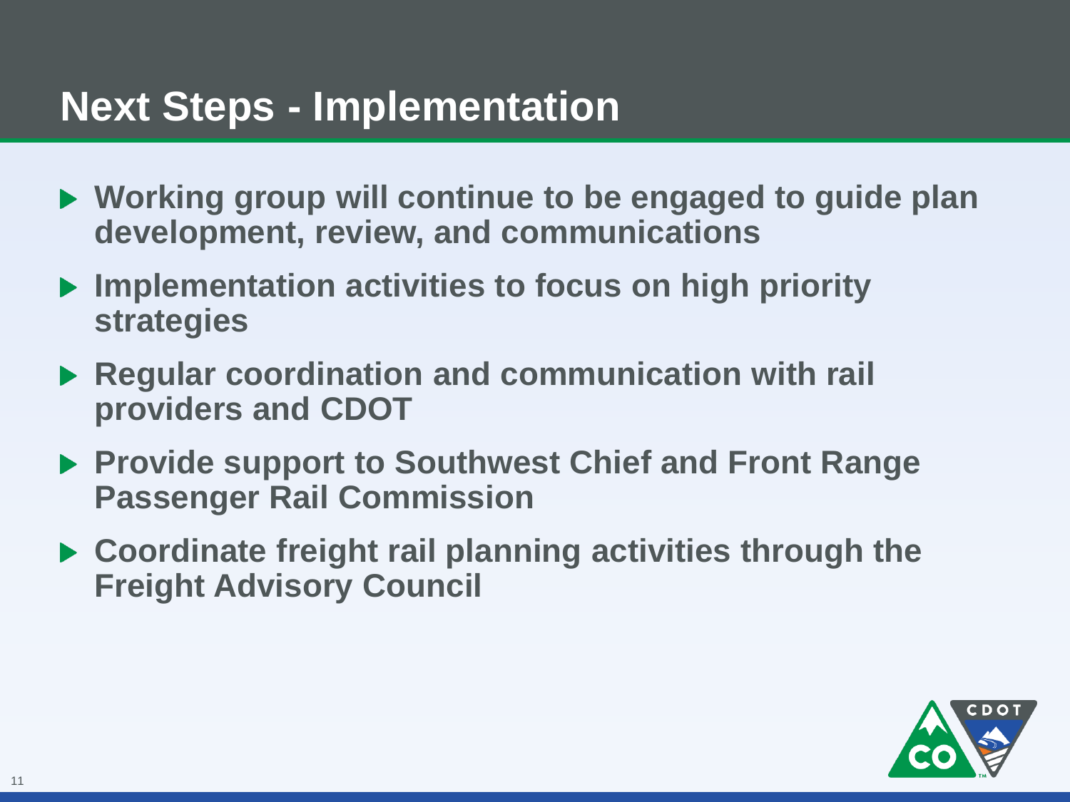# Next Steps - Implementation

- **Working group will continue to be engaged to guide plan development, review, and communications**
- **Implementation activities to focus on high priority strategies**
- **Regular coordination and communication with rail providers and CDOT**
- **Provide support to Southwest Chief and Front Range Passenger Rail Commission**
- **Coordinate freight rail planning activities through the Freight Advisory Council**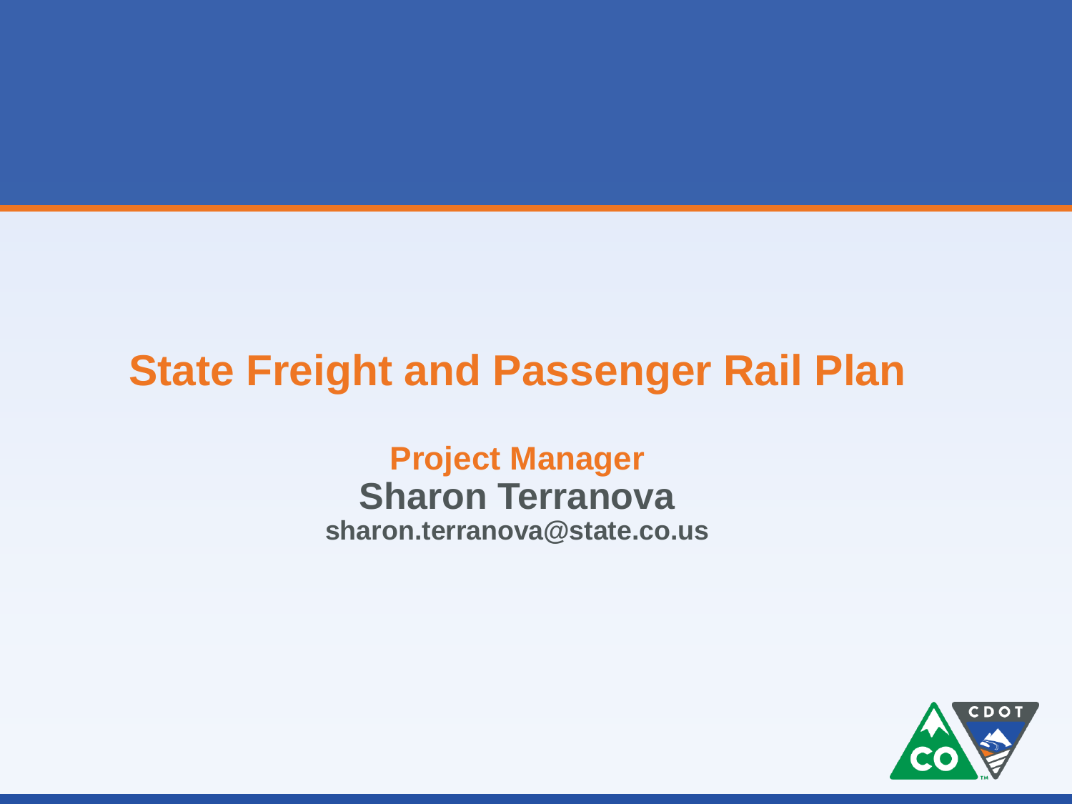# State Freight and Passenger Rail Plan

**Project Manager**

**Sharon Terranova**

**sharon.terranova@state.co.us**